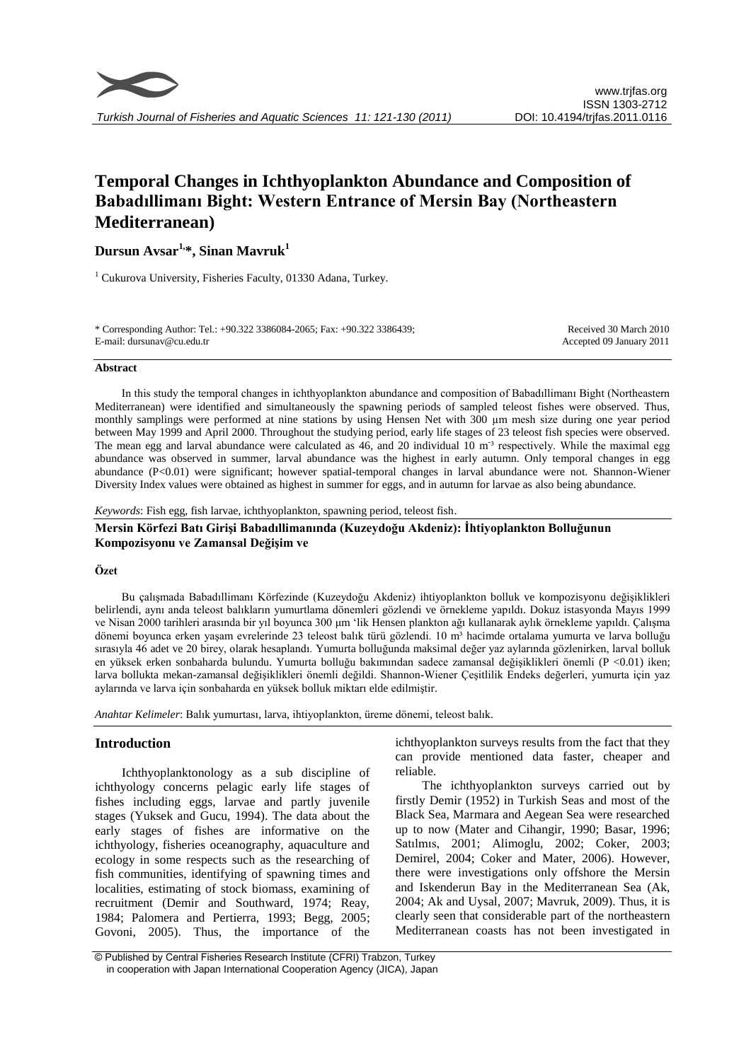# Temporal Changes in Ichthyoplankton Abundance and Composition of Babadıllimanı Bight: Western Entrance of Mersin Bay (Northeastern Mediterranean)

**Dursun Avsar[1,*], Sinan Mavruk[1]**

[1] Cukurova University, Fisheries Faculty, 01330 Adana, Turkey.

\* Corresponding Author: Tel.: +90.322 3386084-2065; Fax: +90.322 3386439; E-mail: dursunav@cu.edu.tr

Received 30 March 2010
Accepted 09 January 2011

### Abstract

In this study the temporal changes in ichthyoplankton abundance and composition of Babadıllimanı Bight (Northeastern Mediterranean) were identified and simultaneously the spawning periods of sampled teleost fishes were observed. Thus, monthly samplings were performed at nine stations by using Hensen Net with 300 µm mesh size during one year period between May 1999 and April 2000. Throughout the studying period, early life stages of 23 teleost fish species were observed. The mean egg and larval abundance were calculated as 46, and 20 individual 10 $m^{-3}$ respectively. While the maximal egg abundance was observed in summer, larval abundance was the highest in early autumn. Only temporal changes in egg abundance ($P<0.01$) were significant; however spatial-temporal changes in larval abundance were not. Shannon-Wiener Diversity Index values were obtained as highest in summer for eggs, and in autumn for larvae as also being abundance.

*Keywords*: Fish egg, fish larvae, ichthyoplankton, spawning period, teleost fish.

**Mersin Körfezi Batı Girişi Babadıllimanında (Kuzeydoğu Akdeniz): İhtiyoplankton Bolluğunun Kompozisyonu ve Zamansal Değişim ve**

### Özet

Bu çalışmada Babadıllimanı Körfezinde (Kuzeydoğu Akdeniz) ihtiyoplankton bolluk ve kompozisyonu değişiklikleri belirlendi, aynı anda teleost balıkların yumurtlama dönemleri gözlendi ve örnekleme yapıldı. Dokuz istasyonda Mayıs 1999 ve Nisan 2000 tarihleri arasında bir yıl boyunca 300 µm 'lik Hensen plankton ağı kullanarak aylık örnekleme yapıldı. Çalışma dönemi boyunca erken yaşam evrelerinde 23 teleost balık türü gözlendi. 10 m³ hacimde ortalama yumurta ve larva bolluğu sırasıyla 46 adet ve 20 birey, olarak hesaplandı. Yumurta bolluğunda maksimal değer yaz aylarında gözlenirken, larval bolluk en yüksek erken sonbaharda bulundu. Yumurta bolluğu bakımından sadece zamansal değişiklikleri önemli ($P<0.01$) iken; larva bollukta mekan-zamansal değişiklikleri önemli değildi. Shannon-Wiener Çeşitlilik Endeks değerleri, yumurta için yaz aylarında ve larva için sonbaharda en yüksek bolluk miktarı elde edilmiştir.

*Anahtar Kelimeler*: Balık yumurtası, larva, ihtiyoplankton, üreme dönemi, teleost balık.

## Introduction

Ichthyoplanktonology as a sub discipline of ichthyology concerns pelagic early life stages of fishes including eggs, larvae and partly juvenile stages (Yuksek and Gucu, 1994). The data about the early stages of fishes are informative on the ichthyology, fisheries oceanography, aquaculture and ecology in some respects such as the researching of fish communities, identifying of spawning times and localities, estimating of stock biomass, examining of recruitment (Demir and Southward, 1974; Reay, 1984; Palomera and Pertierra, 1993; Begg, 2005; Govoni, 2005). Thus, the importance of the ichthyoplankton surveys results from the fact that they can provide mentioned data faster, cheaper and reliable.

The ichthyoplankton surveys carried out by firstly Demir (1952) in Turkish Seas and most of the Black Sea, Marmara and Aegean Sea were researched up to now (Mater and Cihangir, 1990; Basar, 1996; Satılmıs, 2001; Alimoglu, 2002; Coker, 2003; Demirel, 2004; Coker and Mater, 2006). However, there were investigations only offshore the Mersin and Iskenderun Bay in the Mediterranean Sea (Ak, 2004; Ak and Uysal, 2007; Mavruk, 2009). Thus, it is clearly seen that considerable part of the northeastern Mediterranean coasts has not been investigated in

© Published by Central Fisheries Research Institute (CFRI) Trabzon, Turkey in cooperation with Japan International Cooperation Agency (JICA), Japan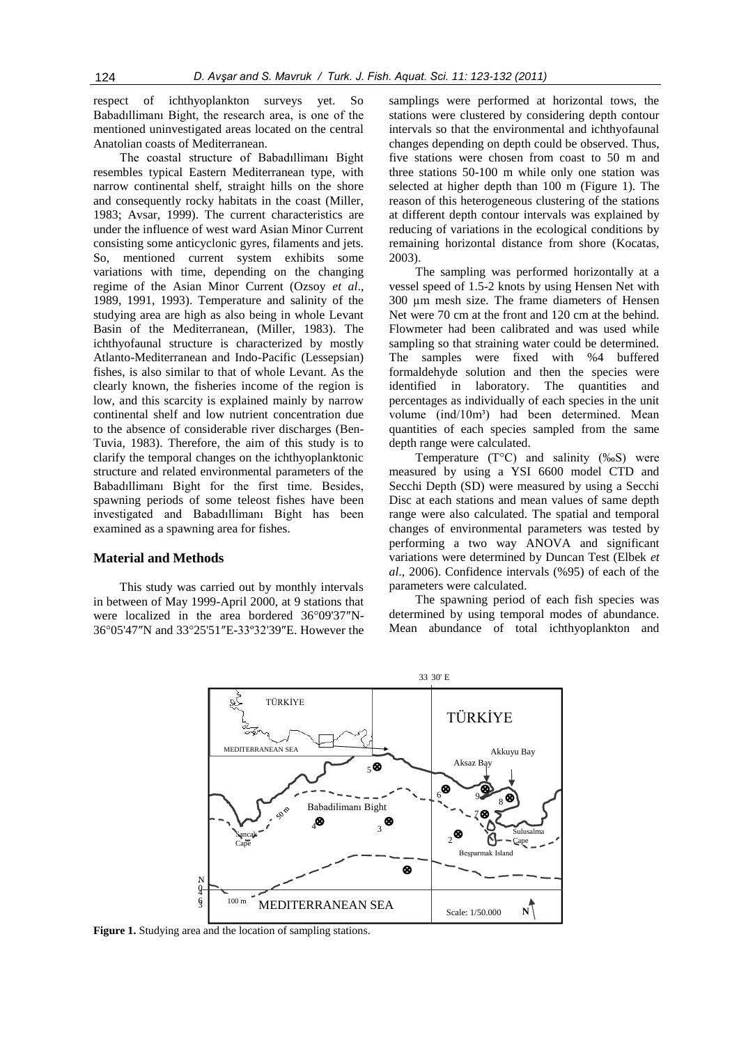respect of ichthyoplankton surveys yet. So Babadıllimanı Bight, the research area, is one of the mentioned uninvestigated areas located on the central Anatolian coasts of Mediterranean.

The coastal structure of Babadıllimanı Bight resembles typical Eastern Mediterranean type, with narrow continental shelf, straight hills on the shore and consequently rocky habitats in the coast (Miller, 1983; Avsar, 1999). The current characteristics are under the influence of west ward Asian Minor Current consisting some anticyclonic gyres, filaments and jets. So, mentioned current system exhibits some variations with time, depending on the changing regime of the Asian Minor Current (Ozsoy *et al*., 1989, 1991, 1993). Temperature and salinity of the studying area are high as also being in whole Levant Basin of the Mediterranean, (Miller, 1983). The ichthyofaunal structure is characterized by mostly Atlanto-Mediterranean and Indo-Pacific (Lessepsian) fishes, is also similar to that of whole Levant. As the clearly known, the fisheries income of the region is low, and this scarcity is explained mainly by narrow continental shelf and low nutrient concentration due to the absence of considerable river discharges (Ben-Tuvia, 1983). Therefore, the aim of this study is to clarify the temporal changes on the ichthyoplanktonic structure and related environmental parameters of the Babadıllimanı Bight for the first time. Besides, spawning periods of some teleost fishes have been investigated and Babadıllimanı Bight has been examined as a spawning area for fishes.

## Material and Methods

This study was carried out by monthly intervals in between of May 1999-April 2000, at 9 stations that were localized in the area bordered 36°09'37″N-36°05'47″N and 33°25'51″E-33°32'39″E. However the samplings were performed at horizontal tows, the stations were clustered by considering depth contour intervals so that the environmental and ichthyofaunal changes depending on depth could be observed. Thus, five stations were chosen from coast to 50 m and three stations 50-100 m while only one station was selected at higher depth than 100 m (Figure 1). The reason of this heterogeneous clustering of the stations at different depth contour intervals was explained by reducing of variations in the ecological conditions by remaining horizontal distance from shore (Kocatas, 2003).

The sampling was performed horizontally at a vessel speed of 1.5-2 knots by using Hensen Net with 300 µm mesh size. The frame diameters of Hensen Net were 70 cm at the front and 120 cm at the behind. Flowmeter had been calibrated and was used while sampling so that straining water could be determined. The samples were fixed with %4 buffered formaldehyde solution and then the species were identified in laboratory. The quantities and percentages as individually of each species in the unit volume (ind/10m³) had been determined. Mean quantities of each species sampled from the same depth range were calculated.

Temperature (T°C) and salinity (‰S) were measured by using a YSI 6600 model CTD and Secchi Depth (SD) were measured by using a Secchi Disc at each stations and mean values of same depth range were also calculated. The spatial and temporal changes of environmental parameters was tested by performing a two way ANOVA and significant variations were determined by Duncan Test (Elbek *et al*., 2006). Confidence intervals (%95) of each of the parameters were calculated.

The spawning period of each fish species was determined by using temporal modes of abundance. Mean abundance of total ichthyoplankton and

**Figure 1.** Studying area and the location of sampling stations.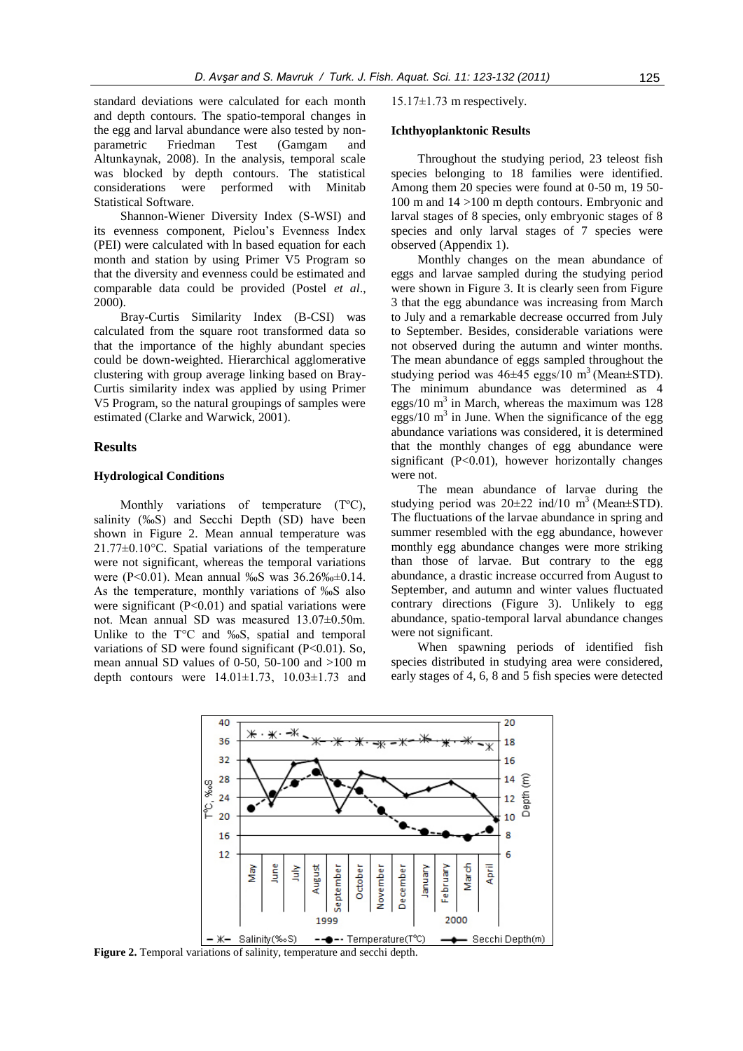standard deviations were calculated for each month and depth contours. The spatio-temporal changes in the egg and larval abundance were also tested by non-parametric Friedman Test (Gamgam and Altunkaynak, 2008). In the analysis, temporal scale was blocked by depth contours. The statistical considerations were performed with Minitab Statistical Software.

Shannon-Wiener Diversity Index (S-WSI) and its evenness component, Pielou's Evenness Index (PEI) were calculated with ln based equation for each month and station by using Primer V5 Program so that the diversity and evenness could be estimated and comparable data could be provided (Postel *et al*., 2000).

Bray-Curtis Similarity Index (B-CSI) was calculated from the square root transformed data so that the importance of the highly abundant species could be down-weighted. Hierarchical agglomerative clustering with group average linking based on Bray-Curtis similarity index was applied by using Primer V5 Program, so the natural groupings of samples were estimated (Clarke and Warwick, 2001).

## Results

### Hydrological Conditions

Monthly variations of temperature (TºC), salinity (‰S) and Secchi Depth (SD) have been shown in Figure 2. Mean annual temperature was 21.77±0.10°C. Spatial variations of the temperature were not significant, whereas the temporal variations were ($P<0.01$). Mean annual ‰S was 36.26‰±0.14. As the temperature, monthly variations of ‰S also were significant ($P<0.01$) and spatial variations were not. Mean annual SD was measured 13.07±0.50m. Unlike to the T°C and ‰S, spatial and temporal variations of SD were found significant ($P<0.01$). So, mean annual SD values of 0-50, 50-100 and >100 m depth contours were 14.01±1.73, 10.03±1.73 and 15.17±1.73 m respectively.

### Ichthyoplanktonic Results

Throughout the studying period, 23 teleost fish species belonging to 18 families were identified. Among them 20 species were found at 0-50 m, 19 50-100 m and 14 >100 m depth contours. Embryonic and larval stages of 8 species, only embryonic stages of 8 species and only larval stages of 7 species were observed (Appendix 1).

Monthly changes on the mean abundance of eggs and larvae sampled during the studying period were shown in Figure 3. It is clearly seen from Figure 3 that the egg abundance was increasing from March to July and a remarkable decrease occurred from July to September. Besides, considerable variations were not observed during the autumn and winter months. The mean abundance of eggs sampled throughout the studying period was 46±45 eggs/10 $m^3$ (Mean±STD). The minimum abundance was determined as 4 eggs/10 $m^3$ in March, whereas the maximum was 128 eggs/10 $m^3$ in June. When the significance of the egg abundance variations was considered, it is determined that the monthly changes of egg abundance were significant ($P<0.01$), however horizontally changes were not.

The mean abundance of larvae during the studying period was 20±22 ind/10 $m^3$ (Mean±STD). The fluctuations of the larvae abundance in spring and summer resembled with the egg abundance, however monthly egg abundance changes were more striking than those of larvae. But contrary to the egg abundance, a drastic increase occurred from August to September, and autumn and winter values fluctuated contrary directions (Figure 3). Unlikely to egg abundance, spatio-temporal larval abundance changes were not significant.

When spawning periods of identified fish species distributed in studying area were considered, early stages of 4, 6, 8 and 5 fish species were detected

**Figure 2.** Temporal variations of salinity, temperature and secchi depth.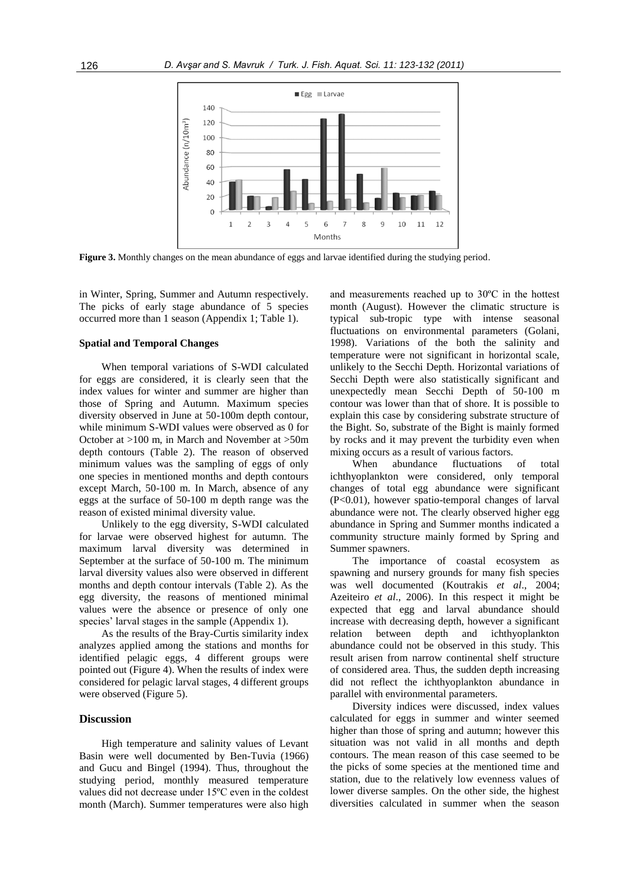**Figure 3.** Monthly changes on the mean abundance of eggs and larvae identified during the studying period.

in Winter, Spring, Summer and Autumn respectively. The picks of early stage abundance of 5 species occurred more than 1 season (Appendix 1; Table 1).

### Spatial and Temporal Changes

When temporal variations of S-WDI calculated for eggs are considered, it is clearly seen that the index values for winter and summer are higher than those of Spring and Autumn. Maximum species diversity observed in June at 50-100m depth contour, while minimum S-WDI values were observed as 0 for October at >100 m, in March and November at >50m depth contours (Table 2). The reason of observed minimum values was the sampling of eggs of only one species in mentioned months and depth contours except March, 50-100 m. In March, absence of any eggs at the surface of 50-100 m depth range was the reason of existed minimal diversity value.

Unlikely to the egg diversity, S-WDI calculated for larvae were observed highest for autumn. The maximum larval diversity was determined in September at the surface of 50-100 m. The minimum larval diversity values also were observed in different months and depth contour intervals (Table 2). As the egg diversity, the reasons of mentioned minimal values were the absence or presence of only one species' larval stages in the sample (Appendix 1).

As the results of the Bray-Curtis similarity index analyzes applied among the stations and months for identified pelagic eggs, 4 different groups were pointed out (Figure 4). When the results of index were considered for pelagic larval stages, 4 different groups were observed (Figure 5).

## Discussion

High temperature and salinity values of Levant Basin were well documented by Ben-Tuvia (1966) and Gucu and Bingel (1994). Thus, throughout the studying period, monthly measured temperature values did not decrease under 15ºC even in the coldest month (March). Summer temperatures were also high and measurements reached up to 30ºC in the hottest month (August). However the climatic structure is typical sub-tropic type with intense seasonal fluctuations on environmental parameters (Golani, 1998). Variations of the both the salinity and temperature were not significant in horizontal scale, unlikely to the Secchi Depth. Horizontal variations of Secchi Depth were also statistically significant and unexpectedly mean Secchi Depth of 50-100 m contour was lower than that of shore. It is possible to explain this case by considering substrate structure of the Bight. So, substrate of the Bight is mainly formed by rocks and it may prevent the turbidity even when mixing occurs as a result of various factors.

When abundance fluctuations of total ichthyoplankton were considered, only temporal changes of total egg abundance were significant ($P<0.01$), however spatio-temporal changes of larval abundance were not. The clearly observed higher egg abundance in Spring and Summer months indicated a community structure mainly formed by Spring and Summer spawners.

The importance of coastal ecosystem as spawning and nursery grounds for many fish species was well documented (Koutrakis *et al*., 2004; Azeiteiro *et al*., 2006). In this respect it might be expected that egg and larval abundance should increase with decreasing depth, however a significant relation between depth and ichthyoplankton abundance could not be observed in this study. This result arisen from narrow continental shelf structure of considered area. Thus, the sudden depth increasing did not reflect the ichthyoplankton abundance in parallel with environmental parameters.

Diversity indices were discussed, index values calculated for eggs in summer and winter seemed higher than those of spring and autumn; however this situation was not valid in all months and depth contours. The mean reason of this case seemed to be the picks of some species at the mentioned time and station, due to the relatively low evenness values of lower diverse samples. On the other side, the highest diversities calculated in summer when the season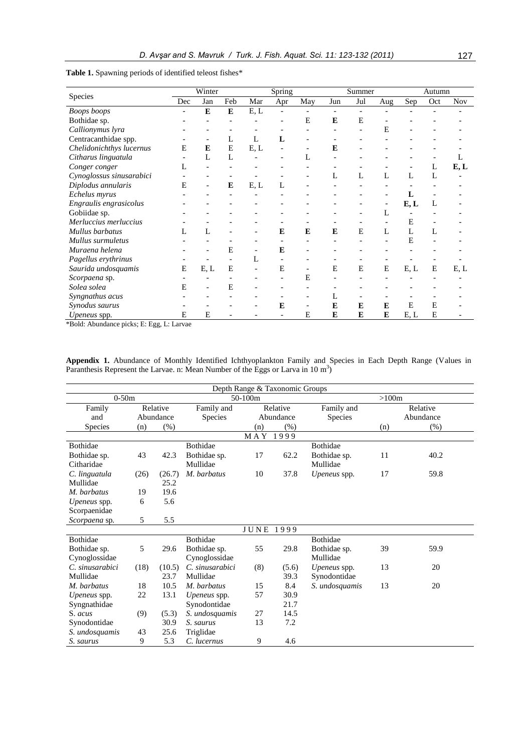**Table 1.** Spawning periods of identified teleost fishes*

| Species | Winter | | | Spring | | | Summer | | | Autumn | | |
|---|---|---|---|---|---|---|---|---|---|---|---|---|
| | Dec | Jan | Feb | Mar | Apr | May | Jun | Jul | Aug | Sep | Oct | Nov |
| *Boops boops* | - | **E** | **E** | E, L | - | - | - | - | - | - | - | - |
| Bothidae sp. | - | - | - | - | - | E | **E** | E | - | - | - | - |
| *Callionymus lyra* | - | - | - | - | - | - | - | - | E | - | - | - |
| Centracanthidae spp. | - | - | L | L | **L** | - | - | - | - | - | - | - |
| *Chelidonichthys lucernus* | E | **E** | E | E, L | - | - | **E** | - | - | - | - | - |
| *Citharus linguatula* | - | L | L | - | - | L | - | - | - | - | - | L |
| *Conger conger* | L | - | - | - | - | - | - | - | - | - | L | **E, L** |
| *Cynoglossus sinusarabici* | - | - | - | - | - | - | L | L | L | L | L | - |
| *Diplodus annularis* | E | - | **E** | E, L | L | - | - | - | - | - | - | - |
| *Echelus myrus* | - | - | - | - | - | - | - | - | - | **L** | - | - |
| *Engraulis engrasicolus* | - | - | - | - | - | - | - | - | - | **E, L** | L | - |
| Gobiidae sp. | - | - | - | - | - | - | - | - | L | - | - | - |
| *Merluccius merluccius* | - | - | - | - | - | - | - | - | - | E | - | - |
| *Mullus barbatus* | L | L | - | - | **E** | **E** | **E** | E | L | L | L | - |
| *Mullus surmuletus* | - | - | - | - | - | - | - | - | - | E | - | - |
| *Muraena helena* | - | - | E | - | **E** | - | - | - | - | - | - | - |
| *Pagellus erythrinus* | - | - | - | L | - | - | - | - | - | - | - | - |
| *Saurida undosquamis* | E | E, L | E | - | E | - | E | E | E | E, L | E | E, L |
| *Scorpaena* sp. | - | - | - | - | - | E | - | - | - | - | - | - |
| *Solea solea* | E | - | E | - | - | - | - | - | - | - | - | - |
| *Syngnathus acus* | - | - | - | - | - | - | L | - | - | - | - | - |
| *Synodus saurus* | - | - | - | - | **E** | - | **E** | **E** | **E** | E | E | - |
| *Upeneus* spp. | E | E | - | - | - | E | **E** | **E** | **E** | E, L | E | - |

*Bold: Abundance picks; E: Egg, L: Larvae

**Appendix 1.** Abundance of Monthly Identified Ichthyoplankton Family and Species in Each Depth Range (Values in Paranthesis Represent the Larvae. n: Mean Number of the Eggs or Larva in 10 $m^3$)

| Depth Range & Taxonomic Groups | | | | | | | | |
|---|---|---|---|---|---|---|---|---|
| 0-50m | | | 50-100m | | | >100m | | |
| Family and Species | Relative Abundance (n) | (%) | Family and Species | Relative Abundance (n) | (%) | Family and Species | Relative Abundance (n) | (%) |
| **MAY 1999** | | | | | | | | |
| Bothidae | | | Bothidae | | | Bothidae | | |
| Bothidae sp. | 43 | 42.3 | Bothidae sp. | 17 | 62.2 | Bothidae sp. | 11 | 40.2 |
| Citharidae | | | Mullidae | | | Mullidae | | |
| *C. linguatula* | (26) | (26.7) | *M. barbatus* | 10 | 37.8 | *Upeneus* spp. | 17 | 59.8 |
| Mullidae | | 25.2 | | | | | | |
| *M. barbatus* | 19 | 19.6 | | | | | | |
| *Upeneus* spp. | 6 | 5.6 | | | | | | |
| Scorpaenidae | | | | | | | | |
| *Scorpaena* sp. | 5 | 5.5 | | | | | | |
| **JUNE 1999** | | | | | | | | |
| Bothidae | | | Bothidae | | | Bothidae | | |
| Bothidae sp. | 5 | 29.6 | Bothidae sp. | 55 | 29.8 | Bothidae sp. | 39 | 59.9 |
| Cynoglossidae | | | Cynoglossidae | | | Mullidae | | |
| *C. sinusarabici* | (18) | (10.5) | *C. sinusarabici* | (8) | (5.6) | *Upeneus* spp. | 13 | 20 |
| Mullidae | | 23.7 | Mullidae | | 39.3 | Synodontidae | | |
| *M. barbatus* | 18 | 10.5 | *M. barbatus* | 15 | 8.4 | *S. undosquamis* | 13 | 20 |
| *Upeneus* spp. | 22 | 13.1 | *Upeneus* spp. | 57 | 30.9 | | | |
| Syngnathidae | | | Synodontidae | | 21.7 | | | |
| *S. acus* | (9) | (5.3) | *S. undosquamis* | 27 | 14.5 | | | |
| Synodontidae | | 30.9 | *S. saurus* | 13 | 7.2 | | | |
| *S. undosquamis* | 43 | 25.6 | Triglidae | | | | | |
| *S. saurus* | 9 | 5.3 | *C. lucernus* | 9 | 4.6 | | | |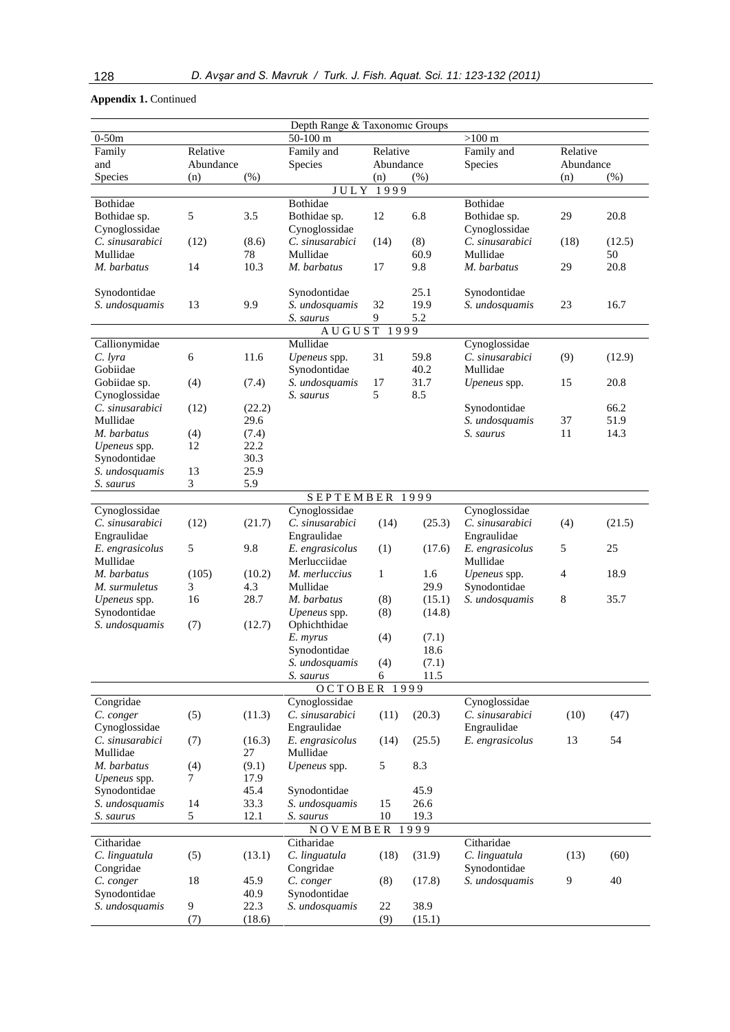**Appendix 1.** Continued

| Depth Range & Taxonomic Groups | | | | | | | | |
|---|---|---|---|---|---|---|---|---|
| 0-50m | | | 50-100 m | | | >100 m | | |
| Family and Species | Relative Abundance (n) | (%) | Family and Species | Relative Abundance (n) | (%) | Family and Species | Relative Abundance (n) | (%) |
| JULY 1999 | | | | | | | | |
| Bothidae | | | Bothidae | | | Bothidae | | |
| *Bothidae* sp. | 5 | 3.5 | *Bothidae* sp. | 12 | 6.8 | *Bothidae* sp. | 29 | 20.8 |
| Cynoglossidae | | | Cynoglossidae | | | Cynoglossidae | | |
| *C. sinusarabici* | (12) | (8.6) | *C. sinusarabici* | (14) | (8) | *C. sinusarabici* | (18) | (12.5) |
| Mullidae | | 78 | Mullidae | | 60.9 | Mullidae | | 50 |
| *M. barbatus* | 14 | 10.3 | *M. barbatus* | 17 | 9.8 | *M. barbatus* | 29 | 20.8 |
| Synodontidae | | | Synodontidae | | 25.1 | Synodontidae | | |
| *S. undosquamis* | 13 | 9.9 | *S. undosquamis* | 32 | 19.9 | *S. undosquamis* | 23 | 16.7 |
| | | | *S. saurus* | 9 | 5.2 | | | |
| AUGUST 1999 | | | | | | | | |
| Callionymidae | | | Mullidae | | | Cynoglossidae | | |
| *C. lyra* | 6 | 11.6 | *Upeneus* spp. | 31 | 59.8 | *C. sinusarabici* | (9) | (12.9) |
| Gobiidae | | | Synodontidae | | 40.2 | Mullidae | | |
| Gobiidae sp. | (4) | (7.4) | *S. undosquamis* | 17 | 31.7 | *Upeneus* spp. | 15 | 20.8 |
| Cynoglossidae | | | *S. saurus* | 5 | 8.5 | | | |
| *C. sinusarabici* | (12) | (22.2) | | | | Synodontidae | | 66.2 |
| Mullidae | | 29.6 | | | | *S. undosquamis* | 37 | 51.9 |
| *M. barbatus* | (4) | (7.4) | | | | *S. saurus* | 11 | 14.3 |
| *Upeneus* spp. | 12 | 22.2 | | | | | | |
| Synodontidae | | 30.3 | | | | | | |
| *S. undosquamis* | 13 | 25.9 | | | | | | |
| *S. saurus* | 3 | 5.9 | | | | | | |
| SEPTEMBER 1999 | | | | | | | | |
| Cynoglossidae | | | Cynoglossidae | | | Cynoglossidae | | |
| *C. sinusarabici* | (12) | (21.7) | *C. sinusarabici* | (14) | (25.3) | *C. sinusarabici* | (4) | (21.5) |
| Engraulidae | | | Engraulidae | | | Engraulidae | | |
| *E. engrasicolus* | 5 | 9.8 | *E. engrasicolus* | (1) | (17.6) | *E. engrasicolus* | 5 | 25 |
| Mullidae | | | Merlucciidae | | | Mullidae | | |
| *M. barbatus* | (105) | (10.2) | *M. merluccius* | 1 | 1.6 | *Upeneus* spp. | 4 | 18.9 |
| *M. surmuletus* | 3 | 4.3 | Mullidae | | 29.9 | Synodontidae | | |
| *Upeneus* spp. | 16 | 28.7 | *M. barbatus* | (8) | (15.1) | *S. undosquamis* | 8 | 35.7 |
| Synodontidae | | | *Upeneus* spp. | (8) | (14.8) | | | |
| *S. undosquamis* | (7) | (12.7) | Ophichthidae | | | | | |
| | | | *E. myrus* | (4) | (7.1) | | | |
| | | | Synodontidae | | 18.6 | | | |
| | | | *S. undosquamis* | (4) | (7.1) | | | |
| | | | *S. saurus* | 6 | 11.5 | | | |
| OCTOBER 1999 | | | | | | | | |
| Congridae | | | Cynoglossidae | | | Cynoglossidae | | |
| *C. conger* | (5) | (11.3) | *C. sinusarabici* | (11) | (20.3) | *C. sinusarabici* | (10) | (47) |
| Cynoglossidae | | | Engraulidae | | | Engraulidae | | |
| *C. sinusarabici* | (7) | (16.3) | *E. engrasicolus* | (14) | (25.5) | *E. engrasicolus* | 13 | 54 |
| Mullidae | | 27 | Mullidae | | | | | |
| *M. barbatus* | (4) | (9.1) | *Upeneus* spp. | 5 | 8.3 | | | |
| *Upeneus* spp. | 7 | 17.9 | | | | | | |
| Synodontidae | | 45.4 | Synodontidae | | 45.9 | | | |
| *S. undosquamis* | 14 | 33.3 | *S. undosquamis* | 15 | 26.6 | | | |
| *S. saurus* | 5 | 12.1 | *S. saurus* | 10 | 19.3 | | | |
| NOVEMBER 1999 | | | | | | | | |
| Citharidae | | | Citharidae | | | Citharidae | | |
| *C. linguatula* | (5) | (13.1) | *C. linguatula* | (18) | (31.9) | *C. linguatula* | (13) | (60) |
| Congridae | | | Congridae | | | Synodontidae | | |
| *C. conger* | 18 | 45.9 | *C. conger* | (8) | (17.8) | *S. undosquamis* | 9 | 40 |
| Synodontidae | | 40.9 | Synodontidae | | | | | |
| *S. undosquamis* | 9 | 22.3 | *S. undosquamis* | 22 | 38.9 | | | |
| | (7) | (18.6) | | (9) | (15.1) | | | |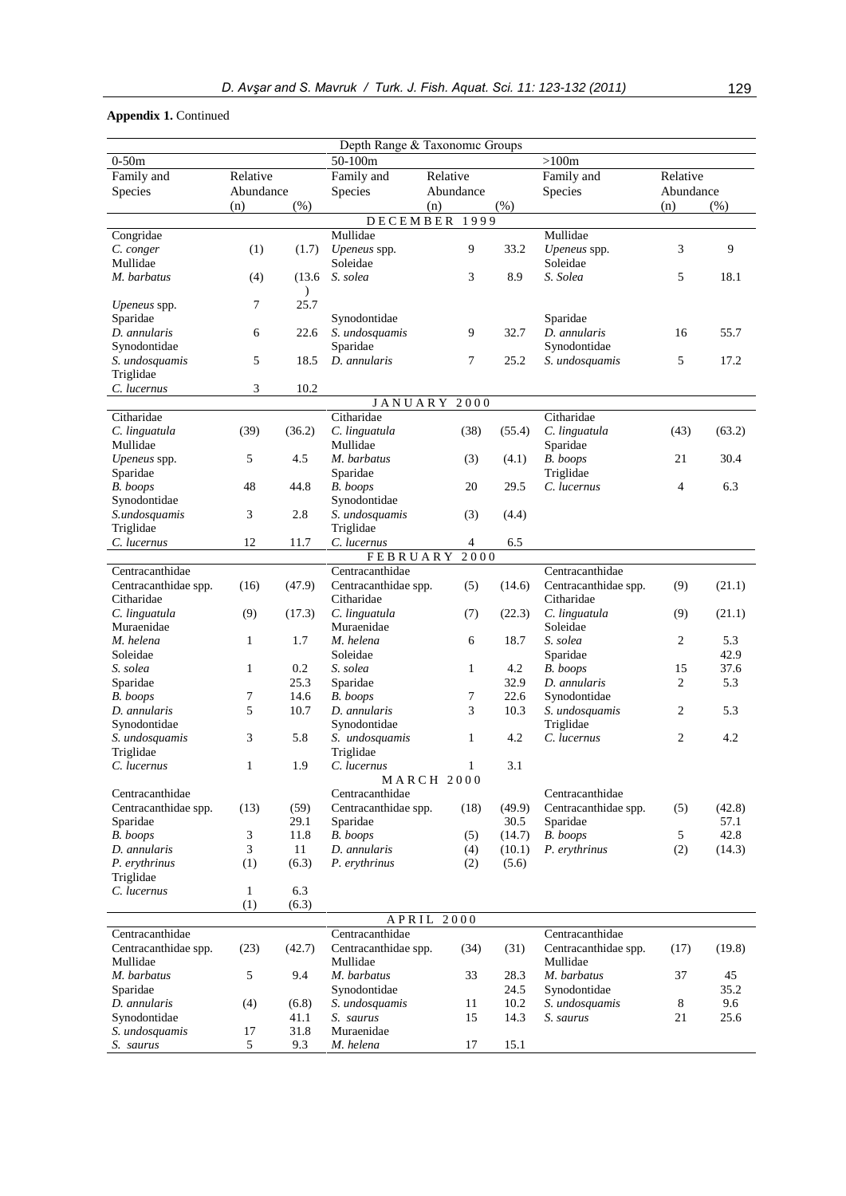**Appendix 1.** Continued

| Depth Range & Taxonomic Groups | | | | | | | | |
|---|---|---|---|---|---|---|---|---|
| 0-50m | | | 50-100m | | | >100m | | |
| Family and Species | Relative Abundance (n) | (%) | Family and Species | Relative Abundance (n) | (%) | Family and Species | Relative Abundance (n) | (%) |
| DECEMBER 1999 | | | | | | | | |
| Congridae | | | Mullidae | | | Mullidae | | |
| *C. conger* | (1) | (1.7) | *Upeneus* spp. | 9 | 33.2 | *Upeneus* spp. | 3 | 9 |
| Mullidae | | | Soleidae | | | Soleidae | | |
| *M. barbatus* | (4) | (13.6) | *S. solea* | 3 | 8.9 | *S. Solea* | 5 | 18.1 |
| *Upeneus* spp. | 7 | 25.7 | | | | | | |
| Sparidae | | | Synodontidae | | | Sparidae | | |
| *D. annularis* | 6 | 22.6 | *S. undosquamis* | 9 | 32.7 | *D. annularis* | 16 | 55.7 |
| Synodontidae | | | Sparidae | | | Synodontidae | | |
| *S. undosquamis* | 5 | 18.5 | *D. annularis* | 7 | 25.2 | *S. undosquamis* | 5 | 17.2 |
| Triglidae | | | | | | | | |
| *C. lucernus* | 3 | 10.2 | | | | | | |
| JANUARY 2000 | | | | | | | | |
| Citharidae | | | Citharidae | | | Citharidae | | |
| *C. linguatula* | (39) | (36.2) | *C. linguatula* | (38) | (55.4) | *C. linguatula* | (43) | (63.2) |
| Mullidae | | | Mullidae | | | Sparidae | | |
| *Upeneus* spp. | 5 | 4.5 | *M. barbatus* | (3) | (4.1) | *B. boops* | 21 | 30.4 |
| Sparidae | | | Sparidae | | | Triglidae | | |
| *B. boops* | 48 | 44.8 | *B. boops* | 20 | 29.5 | *C. lucernus* | 4 | 6.3 |
| Synodontidae | | | Synodontidae | | | | | |
| *S.undosquamis* | 3 | 2.8 | *S. undosquamis* | (3) | (4.4) | | | |
| Triglidae | | | Triglidae | | | | | |
| *C. lucernus* | 12 | 11.7 | *C. lucernus* | 4 | 6.5 | | | |
| FEBRUARY 2000 | | | | | | | | |
| Centracanthidae | | | Centracanthidae | | | Centracanthidae | | |
| Centracanthidae spp. | (16) | (47.9) | Centracanthidae spp. | (5) | (14.6) | Centracanthidae spp. | (9) | (21.1) |
| Citharidae | | | Citharidae | | | Citharidae | | |
| *C. linguatula* | (9) | (17.3) | *C. linguatula* | (7) | (22.3) | *C. linguatula* | (9) | (21.1) |
| Muraenidae | | | Muraenidae | | | Soleidae | | |
| *M. helena* | 1 | 1.7 | *M. helena* | 6 | 18.7 | *S. solea* | 2 | 5.3 |
| Soleidae | | | Soleidae | | | Sparidae | | 42.9 |
| *S. solea* | 1 | 0.2 | *S. solea* | 1 | 4.2 | *B. boops* | 15 | 37.6 |
| Sparidae | | 25.3 | Sparidae | | 32.9 | *D. annularis* | 2 | 5.3 |
| *B. boops* | 7 | 14.6 | *B. boops* | 7 | 22.6 | Synodontidae | | |
| *D. annularis* | 5 | 10.7 | *D. annularis* | 3 | 10.3 | *S. undosquamis* | 2 | 5.3 |
| Synodontidae | | | Synodontidae | | | Triglidae | | |
| *S. undosquamis* | 3 | 5.8 | *S. undosquamis* | 1 | 4.2 | *C. lucernus* | 2 | 4.2 |
| Triglidae | | | Triglidae | | | | | |
| *C. lucernus* | 1 | 1.9 | *C. lucernus* | 1 | 3.1 | | | |
| MARCH 2000 | | | | | | | | |
| Centracanthidae | | | Centracanthidae | | | Centracanthidae | | |
| Centracanthidae spp. | (13) | (59) | Centracanthidae spp. | (18) | (49.9) | Centracanthidae spp. | (5) | (42.8) |
| Sparidae | | 29.1 | Sparidae | | 30.5 | Sparidae | | 57.1 |
| *B. boops* | 3 | 11.8 | *B. boops* | (5) | (14.7) | *B. boops* | 5 | 42.8 |
| *D. annularis* | 3 | 11 | *D. annularis* | (4) | (10.1) | *P. erythrinus* | (2) | (14.3) |
| *P. erythrinus* | (1) | (6.3) | *P. erythrinus* | (2) | (5.6) | | | |
| Triglidae | | | | | | | | |
| *C. lucernus* | 1 | 6.3 | | | | | | |
| | (1) | (6.3) | | | | | | |
| APRIL 2000 | | | | | | | | |
| Centracanthidae | | | Centracanthidae | | | Centracanthidae | | |
| Centracanthidae spp. | (23) | (42.7) | Centracanthidae spp. | (34) | (31) | Centracanthidae spp. | (17) | (19.8) |
| Mullidae | | | Mullidae | | | Mullidae | | |
| *M. barbatus* | 5 | 9.4 | *M. barbatus* | 33 | 28.3 | *M. barbatus* | 37 | 45 |
| Sparidae | | | Synodontidae | | 24.5 | Synodontidae | | 35.2 |
| *D. annularis* | (4) | (6.8) | *S. undosquamis* | 11 | 10.2 | *S. undosquamis* | 8 | 9.6 |
| Synodontidae | | 41.1 | *S. saurus* | 15 | 14.3 | *S. saurus* | 21 | 25.6 |
| *S. undosquamis* | 17 | 31.8 | Muraenidae | | | | | |
| *S. saurus* | 5 | 9.3 | *M. helena* | 17 | 15.1 | | | |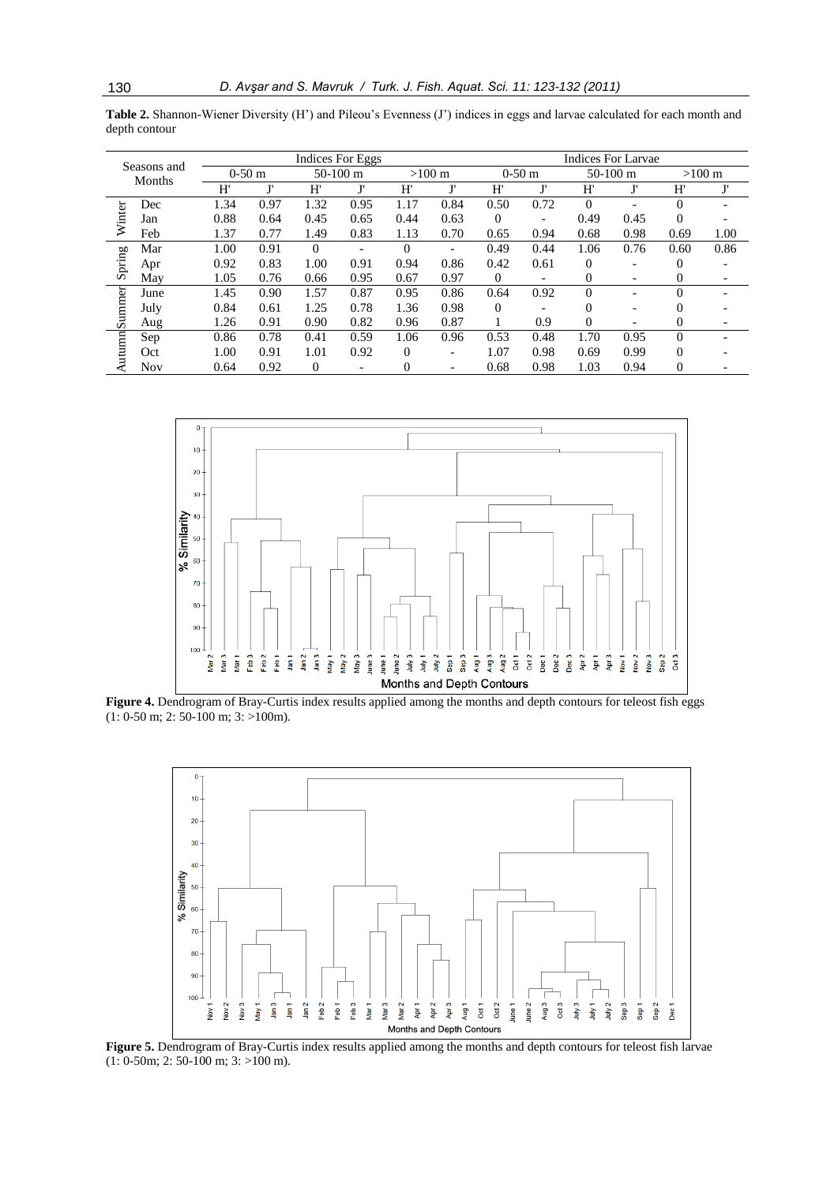**Table 2.** Shannon-Wiener Diversity (H') and Pileou's Evenness (J') indices in eggs and larvae calculated for each month and depth contour

| Seasons and Months | | Indices For Eggs | | | | | | Indices For Larvae | | | | | |
|---|---|---|---|---|---|---|---|---|---|---|---|---|---|
| | | 0-50 m | | 50-100 m | | >100 m | | 0-50 m | | 50-100 m | | >100 m | |
| | | H' | J' | H' | J' | H' | J' | H' | J' | H' | J' | H' | J' |
| Winter | Dec | 1.34 | 0.97 | 1.32 | 0.95 | 1.17 | 0.84 | 0.50 | 0.72 | 0 | - | 0 | - |
| | Jan | 0.88 | 0.64 | 0.45 | 0.65 | 0.44 | 0.63 | 0 | - | 0.49 | 0.45 | 0 | - |
| | Feb | 1.37 | 0.77 | 1.49 | 0.83 | 1.13 | 0.70 | 0.65 | 0.94 | 0.68 | 0.98 | 0.69 | 1.00 |
| Spring | Mar | 1.00 | 0.91 | 0 | - | 0 | - | 0.49 | 0.44 | 1.06 | 0.76 | 0.60 | 0.86 |
| | Apr | 0.92 | 0.83 | 1.00 | 0.91 | 0.94 | 0.86 | 0.42 | 0.61 | 0 | - | 0 | - |
| | May | 1.05 | 0.76 | 0.66 | 0.95 | 0.67 | 0.97 | 0 | - | 0 | - | 0 | - |
| Summer | June | 1.45 | 0.90 | 1.57 | 0.87 | 0.95 | 0.86 | 0.64 | 0.92 | 0 | - | 0 | - |
| | July | 0.84 | 0.61 | 1.25 | 0.78 | 1.36 | 0.98 | 0 | - | 0 | - | 0 | - |
| | Aug | 1.26 | 0.91 | 0.90 | 0.82 | 0.96 | 0.87 | 1 | 0.9 | 0 | - | 0 | - |
| Autumn | Sep | 0.86 | 0.78 | 0.41 | 0.59 | 1.06 | 0.96 | 0.53 | 0.48 | 1.70 | 0.95 | 0 | - |
| | Oct | 1.00 | 0.91 | 1.01 | 0.92 | 0 | - | 1.07 | 0.98 | 0.69 | 0.99 | 0 | - |
| | Nov | 0.64 | 0.92 | 0 | - | 0 | - | 0.68 | 0.98 | 1.03 | 0.94 | 0 | - |

**Figure 4.** Dendrogram of Bray-Curtis index results applied among the months and depth contours for teleost fish eggs (1: 0-50 m; 2: 50-100 m; 3: >100m).

**Figure 5.** Dendrogram of Bray-Curtis index results applied among the months and depth contours for teleost fish larvae (1: 0-50m; 2: 50-100 m; 3: >100 m).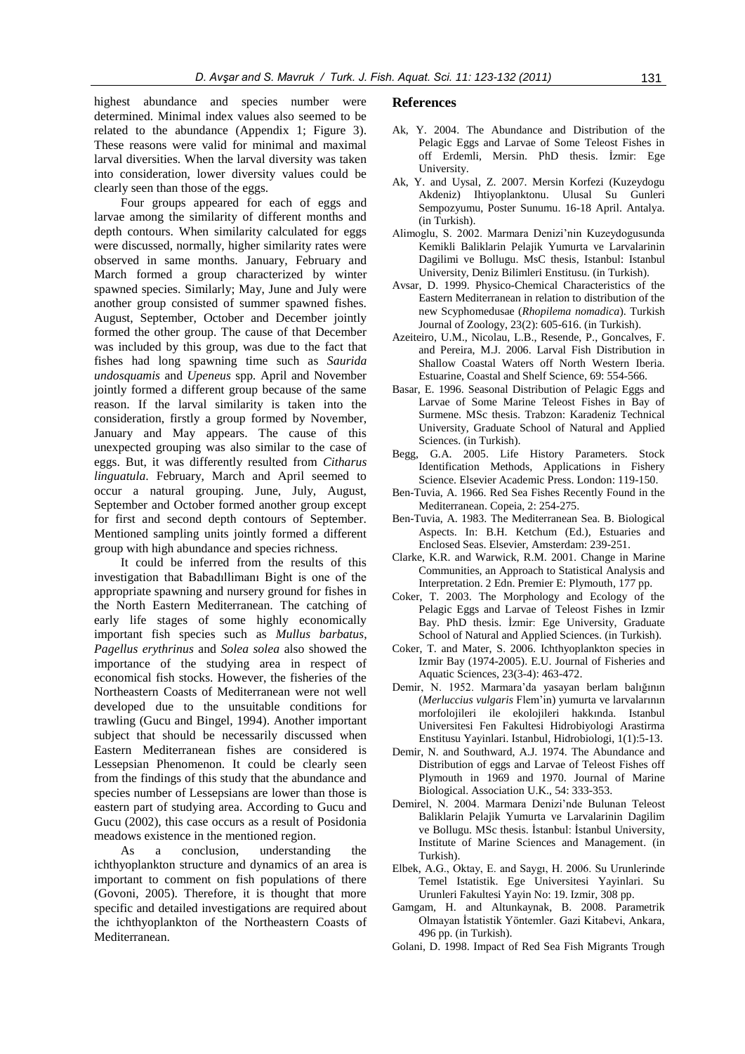highest abundance and species number were determined. Minimal index values also seemed to be related to the abundance (Appendix 1; Figure 3). These reasons were valid for minimal and maximal larval diversities. When the larval diversity was taken into consideration, lower diversity values could be clearly seen than those of the eggs.

Four groups appeared for each of eggs and larvae among the similarity of different months and depth contours. When similarity calculated for eggs were discussed, normally, higher similarity rates were observed in same months. January, February and March formed a group characterized by winter spawned species. Similarly; May, June and July were another group consisted of summer spawned fishes. August, September, October and December jointly formed the other group. The cause of that December was included by this group, was due to the fact that fishes had long spawning time such as *Saurida undosquamis* and *Upeneus* spp. April and November jointly formed a different group because of the same reason. If the larval similarity is taken into the consideration, firstly a group formed by November, January and May appears. The cause of this unexpected grouping was also similar to the case of eggs. But, it was differently resulted from *Citharus linguatula*. February, March and April seemed to occur a natural grouping. June, July, August, September and October formed another group except for first and second depth contours of September. Mentioned sampling units jointly formed a different group with high abundance and species richness.

It could be inferred from the results of this investigation that Babadıllimanı Bight is one of the appropriate spawning and nursery ground for fishes in the North Eastern Mediterranean. The catching of early life stages of some highly economically important fish species such as *Mullus barbatus*, *Pagellus erythrinus* and *Solea solea* also showed the importance of the studying area in respect of economical fish stocks. However, the fisheries of the Northeastern Coasts of Mediterranean were not well developed due to the unsuitable conditions for trawling (Gucu and Bingel, 1994). Another important subject that should be necessarily discussed when Eastern Mediterranean fishes are considered is Lessepsian Phenomenon. It could be clearly seen from the findings of this study that the abundance and species number of Lessepsians are lower than those is eastern part of studying area. According to Gucu and Gucu (2002), this case occurs as a result of Posidonia meadows existence in the mentioned region.

As a conclusion, understanding the ichthyoplankton structure and dynamics of an area is important to comment on fish populations of there (Govoni, 2005). Therefore, it is thought that more specific and detailed investigations are required about the ichthyoplankton of the Northeastern Coasts of Mediterranean.

## References

Ak, Y. 2004. The Abundance and Distribution of the Pelagic Eggs and Larvae of Some Teleost Fishes in off Erdemli, Mersin. PhD thesis. İzmir: Ege University.

Ak, Y. and Uysal, Z. 2007. Mersin Korfezi (Kuzeydogu Akdeniz) Ihtiyoplanktonu. Ulusal Su Gunleri Sempozyumu, Poster Sunumu. 16-18 April. Antalya. (in Turkish).

Alimoglu, S. 2002. Marmara Denizi'nin Kuzeydogusunda Kemikli Baliklarin Pelajik Yumurta ve Larvalarinin Dagilimi ve Bollugu. MsC thesis, Istanbul: Istanbul University, Deniz Bilimleri Enstitusu. (in Turkish).

Avsar, D. 1999. Physico-Chemical Characteristics of the Eastern Mediterranean in relation to distribution of the new Scyphomedusae (*Rhopilema nomadica*). Turkish Journal of Zoology, 23(2): 605-616. (in Turkish).

Azeiteiro, U.M., Nicolau, L.B., Resende, P., Goncalves, F. and Pereira, M.J. 2006. Larval Fish Distribution in Shallow Coastal Waters off North Western Iberia. Estuarine, Coastal and Shelf Science, 69: 554-566.

Basar, E. 1996. Seasonal Distribution of Pelagic Eggs and Larvae of Some Marine Teleost Fishes in Bay of Surmene. MSc thesis. Trabzon: Karadeniz Technical University, Graduate School of Natural and Applied Sciences. (in Turkish).

Begg, G.A. 2005. Life History Parameters. Stock Identification Methods, Applications in Fishery Science. Elsevier Academic Press. London: 119-150.

Ben-Tuvia, A. 1966. Red Sea Fishes Recently Found in the Mediterranean. Copeia, 2: 254-275.

Ben-Tuvia, A. 1983. The Mediterranean Sea. B. Biological Aspects. In: B.H. Ketchum (Ed.), Estuaries and Enclosed Seas. Elsevier, Amsterdam: 239-251.

Clarke, K.R. and Warwick, R.M. 2001. Change in Marine Communities, an Approach to Statistical Analysis and Interpretation. 2 Edn. Premier E: Plymouth, 177 pp.

Coker, T. 2003. The Morphology and Ecology of the Pelagic Eggs and Larvae of Teleost Fishes in Izmir Bay. PhD thesis. İzmir: Ege University, Graduate School of Natural and Applied Sciences. (in Turkish).

Coker, T. and Mater, S. 2006. Ichthyoplankton species in Izmir Bay (1974-2005). E.U. Journal of Fisheries and Aquatic Sciences, 23(3-4): 463-472.

Demir, N. 1952. Marmara'da yasayan berlam balığının (*Merluccius vulgaris* Flem'in) yumurta ve larvalarının morfolojileri ile ekolojileri hakkında. Istanbul Universitesi Fen Fakultesi Hidrobiyologi Arastirma Enstitusu Yayinlari. Istanbul, Hidrobiologi, 1(1):5-13.

Demir, N. and Southward, A.J. 1974. The Abundance and Distribution of eggs and Larvae of Teleost Fishes off Plymouth in 1969 and 1970. Journal of Marine Biological. Association U.K., 54: 333-353.

Demirel, N. 2004. Marmara Denizi'nde Bulunan Teleost Baliklarin Pelajik Yumurta ve Larvalarinin Dagilim ve Bollugu. MSc thesis. İstanbul: İstanbul University, Institute of Marine Sciences and Management. (in Turkish).

Elbek, A.G., Oktay, E. and Saygı, H. 2006. Su Urunlerinde Temel Istatistik. Ege Universitesi Yayinlari. Su Urunleri Fakultesi Yayin No: 19. Izmir, 308 pp.

Gamgam, H. and Altunkaynak, B. 2008. Parametrik Olmayan İstatistik Yöntemler. Gazi Kitabevi, Ankara, 496 pp. (in Turkish).

Golani, D. 1998. Impact of Red Sea Fish Migrants Trough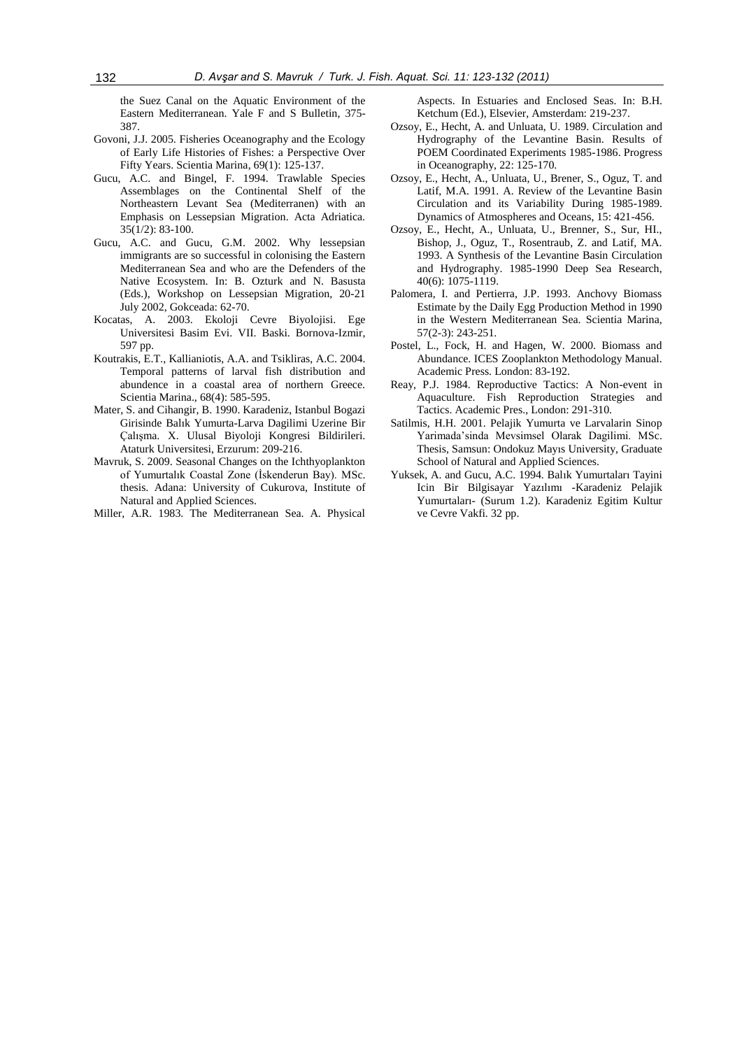the Suez Canal on the Aquatic Environment of the Eastern Mediterranean. Yale F and S Bulletin, 375-387.

Govoni, J.J. 2005. Fisheries Oceanography and the Ecology of Early Life Histories of Fishes: a Perspective Over Fifty Years. Scientia Marina, 69(1): 125-137.

Gucu, A.C. and Bingel, F. 1994. Trawlable Species Assemblages on the Continental Shelf of the Northeastern Levant Sea (Mediterranen) with an Emphasis on Lessepsian Migration. Acta Adriatica. 35(1/2): 83-100.

Gucu, A.C. and Gucu, G.M. 2002. Why lessepsian immigrants are so successful in colonising the Eastern Mediterranean Sea and who are the Defenders of the Native Ecosystem. In: B. Ozturk and N. Basusta (Eds.), Workshop on Lessepsian Migration, 20-21 July 2002, Gokceada: 62-70.

Kocatas, A. 2003. Ekoloji Cevre Biyolojisi. Ege Universitesi Basim Evi. VII. Baski. Bornova-Izmir, 597 pp.

Koutrakis, E.T., Kallianiotis, A.A. and Tsikliras, A.C. 2004. Temporal patterns of larval fish distribution and abundence in a coastal area of northern Greece. Scientia Marina., 68(4): 585-595.

Mater, S. and Cihangir, B. 1990. Karadeniz, Istanbul Bogazi Girisinde Balık Yumurta-Larva Dagilimi Uzerine Bir Çalışma. X. Ulusal Biyoloji Kongresi Bildirileri. Ataturk Universitesi, Erzurum: 209-216.

Mavruk, S. 2009. Seasonal Changes on the Ichthyoplankton of Yumurtalık Coastal Zone (İskenderun Bay). MSc. thesis. Adana: University of Cukurova, Institute of Natural and Applied Sciences.

Miller, A.R. 1983. The Mediterranean Sea. A. Physical Aspects. In Estuaries and Enclosed Seas. In: B.H. Ketchum (Ed.), Elsevier, Amsterdam: 219-237.

Ozsoy, E., Hecht, A. and Unluata, U. 1989. Circulation and Hydrography of the Levantine Basin. Results of POEM Coordinated Experiments 1985-1986. Progress in Oceanography, 22: 125-170.

Ozsoy, E., Hecht, A., Unluata, U., Brener, S., Oguz, T. and Latif, M.A. 1991. A. Review of the Levantine Basin Circulation and its Variability During 1985-1989. Dynamics of Atmospheres and Oceans, 15: 421-456.

Ozsoy, E., Hecht, A., Unluata, U., Brenner, S., Sur, HI., Bishop, J., Oguz, T., Rosentraub, Z. and Latif, MA. 1993. A Synthesis of the Levantine Basin Circulation and Hydrography. 1985-1990 Deep Sea Research, 40(6): 1075-1119.

Palomera, I. and Pertierra, J.P. 1993. Anchovy Biomass Estimate by the Daily Egg Production Method in 1990 in the Western Mediterranean Sea. Scientia Marina, 57(2-3): 243-251.

Postel, L., Fock, H. and Hagen, W. 2000. Biomass and Abundance. ICES Zooplankton Methodology Manual. Academic Press. London: 83-192.

Reay, P.J. 1984. Reproductive Tactics: A Non-event in Aquaculture. Fish Reproduction Strategies and Tactics. Academic Pres., London: 291-310.

Satilmis, H.H. 2001. Pelajik Yumurta ve Larvalarin Sinop Yarimada'sinda Mevsimsel Olarak Dagilimi. MSc. Thesis, Samsun: Ondokuz Mayıs University, Graduate School of Natural and Applied Sciences.

Yuksek, A. and Gucu, A.C. 1994. Balık Yumurtaları Tayini Icin Bir Bilgisayar Yazılımı -Karadeniz Pelajik Yumurtaları- (Surum 1.2). Karadeniz Egitim Kultur ve Cevre Vakfi. 32 pp.